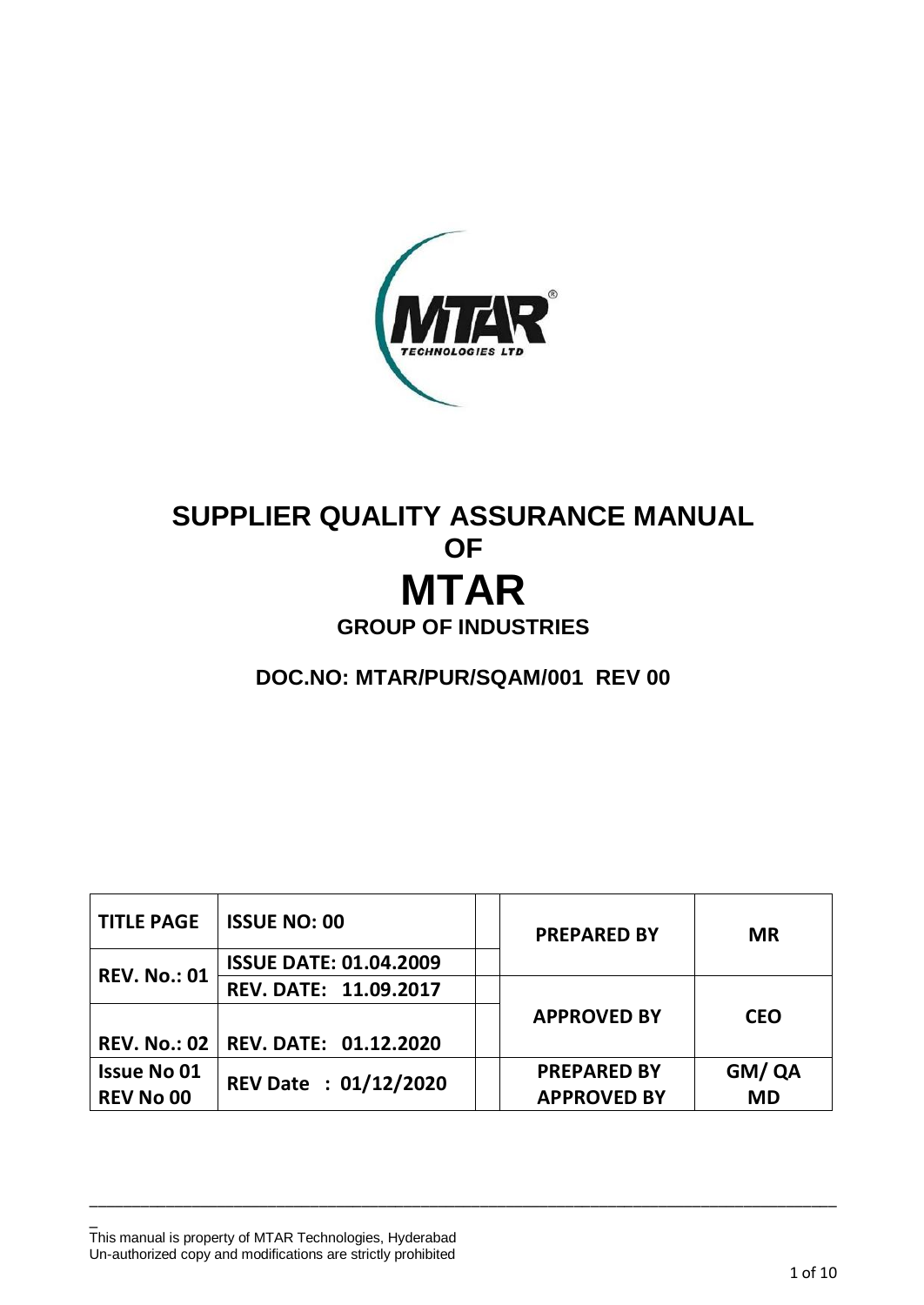# SUPPLIER QUALITY ASSURANCE MANUAL

## OF

# MTAR

## GROUP OF INDUSTRIES

### DOC.NO: MTAR/PUR/SQAM/001 REV 00

| TITLE PAGE | ISSUE NO: 00 | | PREPARED BY | MR |
|---|---|---|---|---|
| REV. No.: 01 | ISSUE DATE: 01.04.2009 | | | |
| | REV. DATE: 11.09.2017 | | APPROVED BY | CEO |
| REV. No.: 02 | REV. DATE: 01.12.2020 | | | |
| Issue No 01<br>REV No 00 | REV Date : 01/12/2020 | | PREPARED BY<br>APPROVED BY | GM/ QA<br>MD |

This manual is property of MTAR Technologies, Hyderabad
Un-authorized copy and modifications are strictly prohibited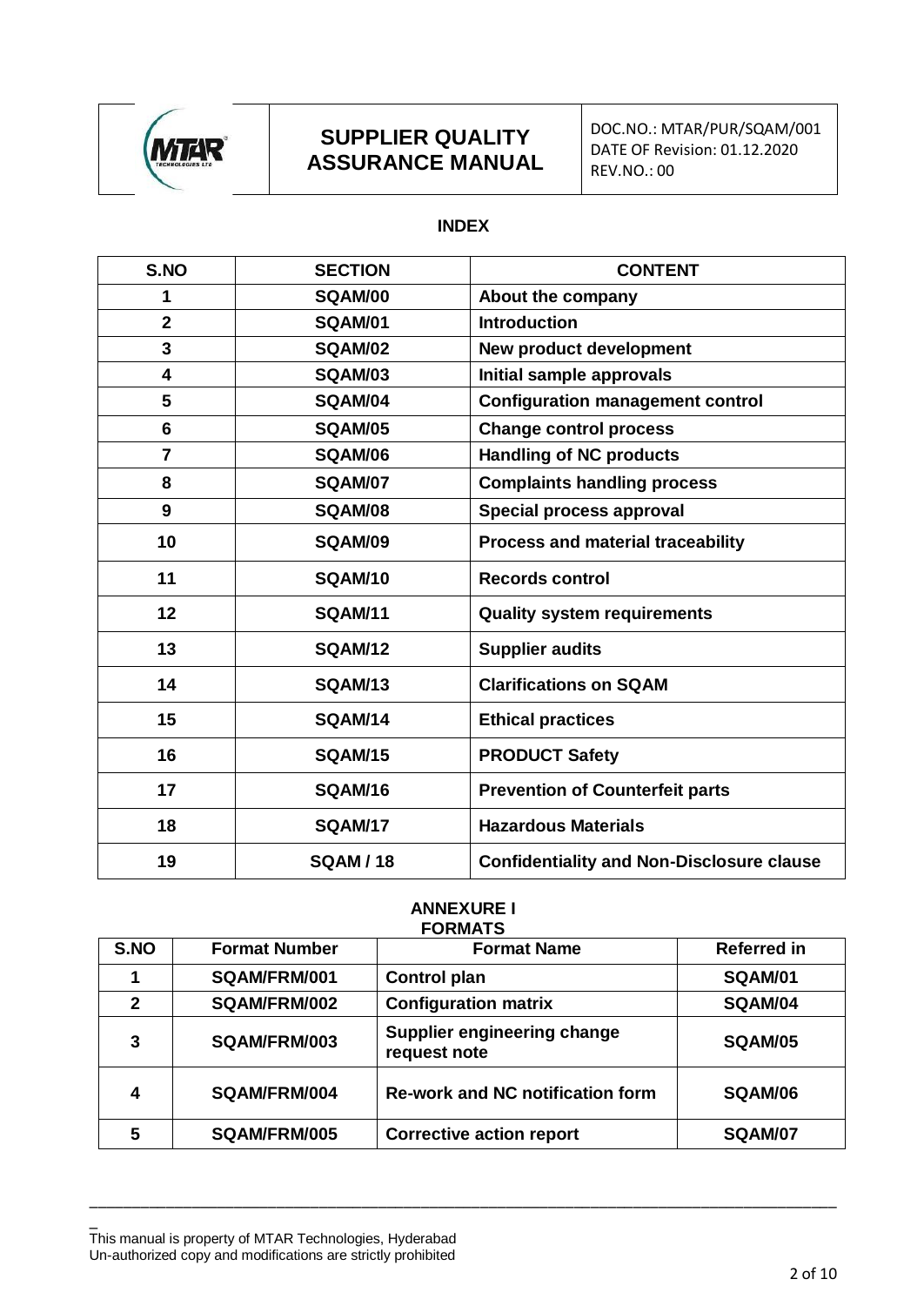## INDEX

| S.NO | SECTION | CONTENT |
|---|---|---|
| 1 | SQAM/00 | About the company |
| 2 | SQAM/01 | Introduction |
| 3 | SQAM/02 | New product development |
| 4 | SQAM/03 | Initial sample approvals |
| 5 | SQAM/04 | Configuration management control |
| 6 | SQAM/05 | Change control process |
| 7 | SQAM/06 | Handling of NC products |
| 8 | SQAM/07 | Complaints handling process |
| 9 | SQAM/08 | Special process approval |
| 10 | SQAM/09 | Process and material traceability |
| 11 | SQAM/10 | Records control |
| 12 | SQAM/11 | Quality system requirements |
| 13 | SQAM/12 | Supplier audits |
| 14 | SQAM/13 | Clarifications on SQAM |
| 15 | SQAM/14 | Ethical practices |
| 16 | SQAM/15 | PRODUCT Safety |
| 17 | SQAM/16 | Prevention of Counterfeit parts |
| 18 | SQAM/17 | Hazardous Materials |
| 19 | SQAM / 18 | Confidentiality and Non-Disclosure clause |

## ANNEXURE I
## FORMATS

| S.NO | Format Number | Format Name | Referred in |
|---|---|---|---|
| 1 | SQAM/FRM/001 | Control plan | SQAM/01 |
| 2 | SQAM/FRM/002 | Configuration matrix | SQAM/04 |
| 3 | SQAM/FRM/003 | Supplier engineering change request note | SQAM/05 |
| 4 | SQAM/FRM/004 | Re-work and NC notification form | SQAM/06 |
| 5 | SQAM/FRM/005 | Corrective action report | SQAM/07 |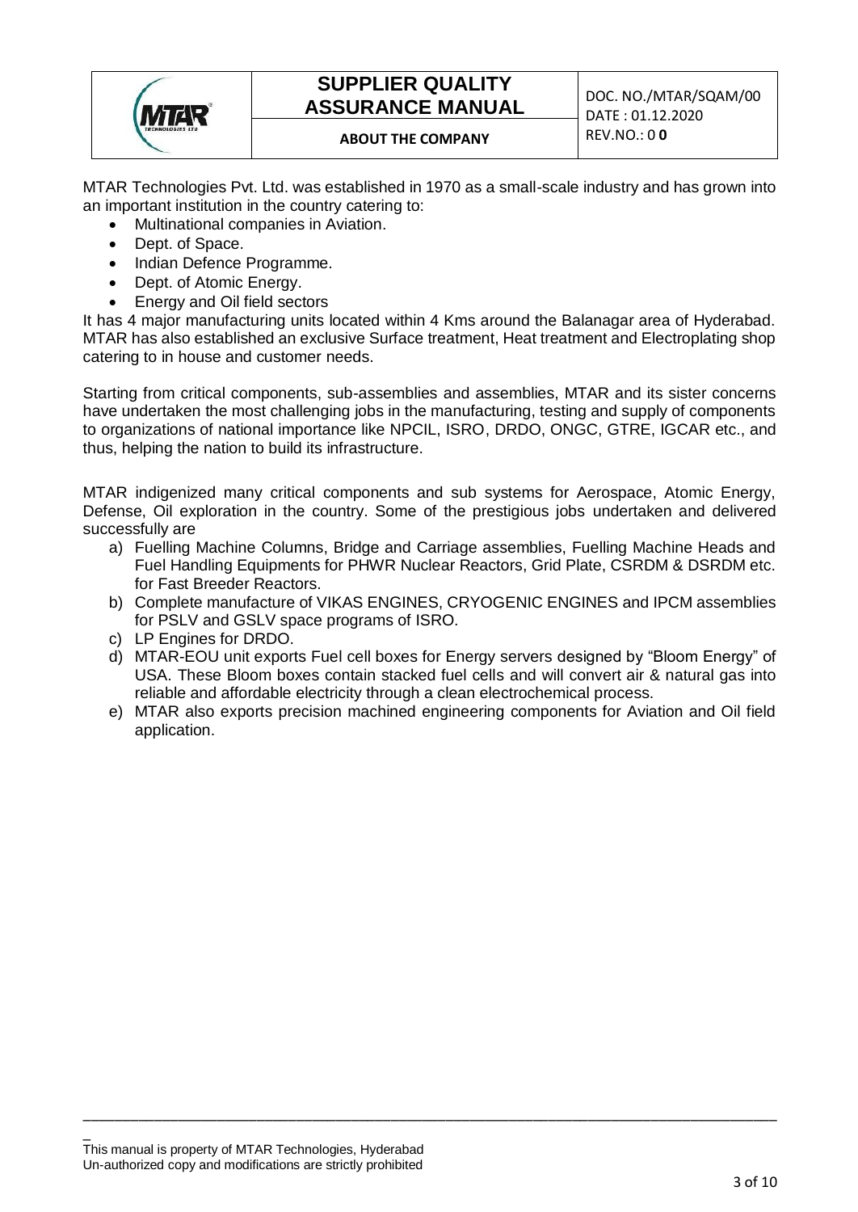## ABOUT THE COMPANY

MTAR Technologies Pvt. Ltd. was established in 1970 as a small-scale industry and has grown into an important institution in the country catering to:

- Multinational companies in Aviation.
- Dept. of Space.
- Indian Defence Programme.
- Dept. of Atomic Energy.
- Energy and Oil field sectors

It has 4 major manufacturing units located within 4 Kms around the Balanagar area of Hyderabad. MTAR has also established an exclusive Surface treatment, Heat treatment and Electroplating shop catering to in house and customer needs.

Starting from critical components, sub-assemblies and assemblies, MTAR and its sister concerns have undertaken the most challenging jobs in the manufacturing, testing and supply of components to organizations of national importance like NPCIL, ISRO, DRDO, ONGC, GTRE, IGCAR etc., and thus, helping the nation to build its infrastructure.

MTAR indigenized many critical components and sub systems for Aerospace, Atomic Energy, Defense, Oil exploration in the country. Some of the prestigious jobs undertaken and delivered successfully are

a) Fuelling Machine Columns, Bridge and Carriage assemblies, Fuelling Machine Heads and Fuel Handling Equipments for PHWR Nuclear Reactors, Grid Plate, CSRDM & DSRDM etc. for Fast Breeder Reactors.
b) Complete manufacture of VIKAS ENGINES, CRYOGENIC ENGINES and IPCM assemblies for PSLV and GSLV space programs of ISRO.
c) LP Engines for DRDO.
d) MTAR-EOU unit exports Fuel cell boxes for Energy servers designed by "Bloom Energy" of USA. These Bloom boxes contain stacked fuel cells and will convert air & natural gas into reliable and affordable electricity through a clean electrochemical process.
e) MTAR also exports precision machined engineering components for Aviation and Oil field application.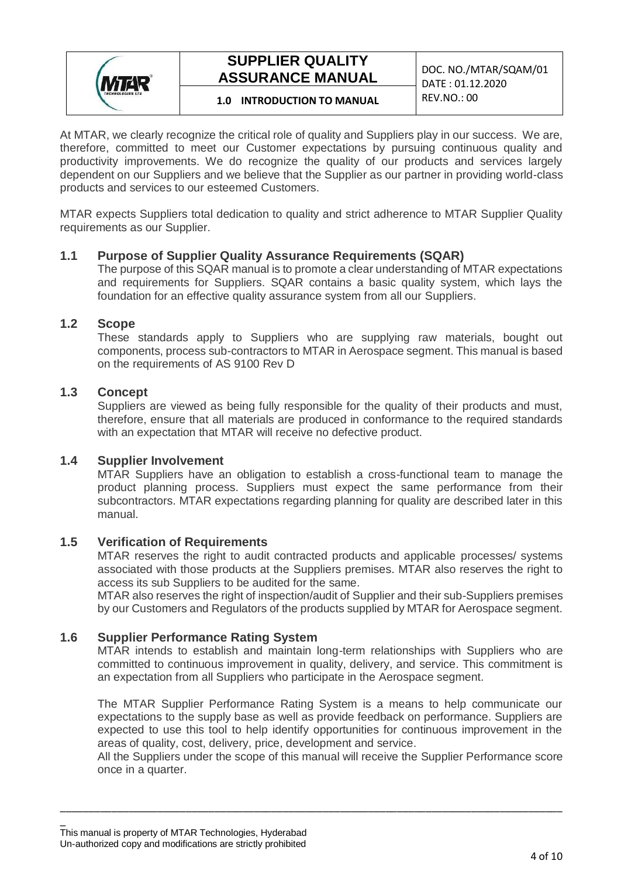At MTAR, we clearly recognize the critical role of quality and Suppliers play in our success. We are, therefore, committed to meet our Customer expectations by pursuing continuous quality and productivity improvements. We do recognize the quality of our products and services largely dependent on our Suppliers and we believe that the Supplier as our partner in providing world-class products and services to our esteemed Customers.

MTAR expects Suppliers total dedication to quality and strict adherence to MTAR Supplier Quality requirements as our Supplier.

## 1.1 Purpose of Supplier Quality Assurance Requirements (SQAR)

The purpose of this SQAR manual is to promote a clear understanding of MTAR expectations and requirements for Suppliers. SQAR contains a basic quality system, which lays the foundation for an effective quality assurance system from all our Suppliers.

## 1.2 Scope

These standards apply to Suppliers who are supplying raw materials, bought out components, process sub-contractors to MTAR in Aerospace segment. This manual is based on the requirements of AS 9100 Rev D

## 1.3 Concept

Suppliers are viewed as being fully responsible for the quality of their products and must, therefore, ensure that all materials are produced in conformance to the required standards with an expectation that MTAR will receive no defective product.

## 1.4 Supplier Involvement

MTAR Suppliers have an obligation to establish a cross-functional team to manage the product planning process. Suppliers must expect the same performance from their subcontractors. MTAR expectations regarding planning for quality are described later in this manual.

## 1.5 Verification of Requirements

MTAR reserves the right to audit contracted products and applicable processes/ systems associated with those products at the Suppliers premises. MTAR also reserves the right to access its sub Suppliers to be audited for the same.

MTAR also reserves the right of inspection/audit of Supplier and their sub-Suppliers premises by our Customers and Regulators of the products supplied by MTAR for Aerospace segment.

## 1.6 Supplier Performance Rating System

MTAR intends to establish and maintain long-term relationships with Suppliers who are committed to continuous improvement in quality, delivery, and service. This commitment is an expectation from all Suppliers who participate in the Aerospace segment.

The MTAR Supplier Performance Rating System is a means to help communicate our expectations to the supply base as well as provide feedback on performance. Suppliers are expected to use this tool to help identify opportunities for continuous improvement in the areas of quality, cost, delivery, price, development and service.

All the Suppliers under the scope of this manual will receive the Supplier Performance score once in a quarter.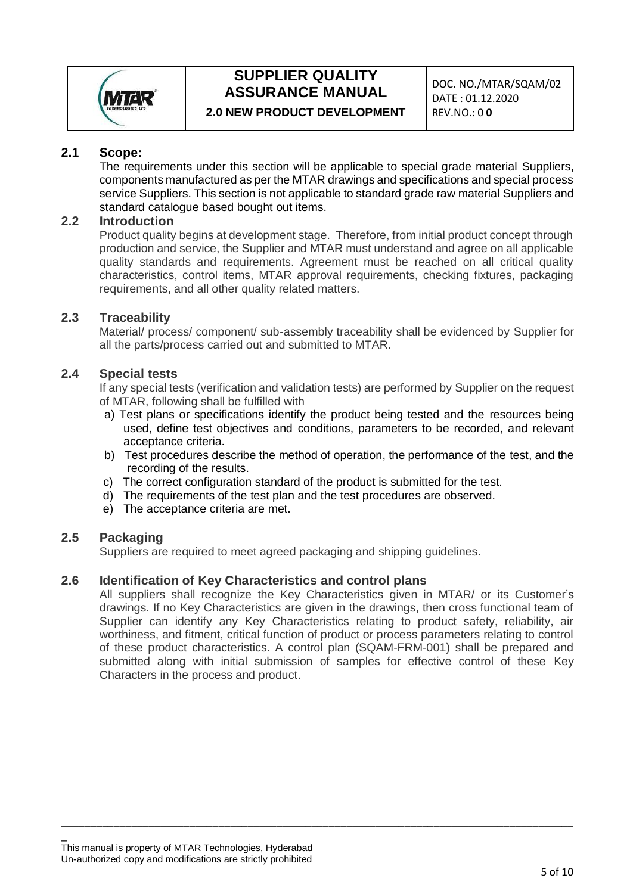## 2.1 Scope:

The requirements under this section will be applicable to special grade material Suppliers, components manufactured as per the MTAR drawings and specifications and special process service Suppliers. This section is not applicable to standard grade raw material Suppliers and standard catalogue based bought out items.

## 2.2 Introduction

Product quality begins at development stage. Therefore, from initial product concept through production and service, the Supplier and MTAR must understand and agree on all applicable quality standards and requirements. Agreement must be reached on all critical quality characteristics, control items, MTAR approval requirements, checking fixtures, packaging requirements, and all other quality related matters.

## 2.3 Traceability

Material/ process/ component/ sub-assembly traceability shall be evidenced by Supplier for all the parts/process carried out and submitted to MTAR.

## 2.4 Special tests

If any special tests (verification and validation tests) are performed by Supplier on the request of MTAR, following shall be fulfilled with

a) Test plans or specifications identify the product being tested and the resources being used, define test objectives and conditions, parameters to be recorded, and relevant acceptance criteria.
b) Test procedures describe the method of operation, the performance of the test, and the recording of the results.
c) The correct configuration standard of the product is submitted for the test.
d) The requirements of the test plan and the test procedures are observed.
e) The acceptance criteria are met.

## 2.5 Packaging

Suppliers are required to meet agreed packaging and shipping guidelines.

## 2.6 Identification of Key Characteristics and control plans

All suppliers shall recognize the Key Characteristics given in MTAR/ or its Customer's drawings. If no Key Characteristics are given in the drawings, then cross functional team of Supplier can identify any Key Characteristics relating to product safety, reliability, air worthiness, and fitment, critical function of product or process parameters relating to control of these product characteristics. A control plan (SQAM-FRM-001) shall be prepared and submitted along with initial submission of samples for effective control of these Key Characters in the process and product.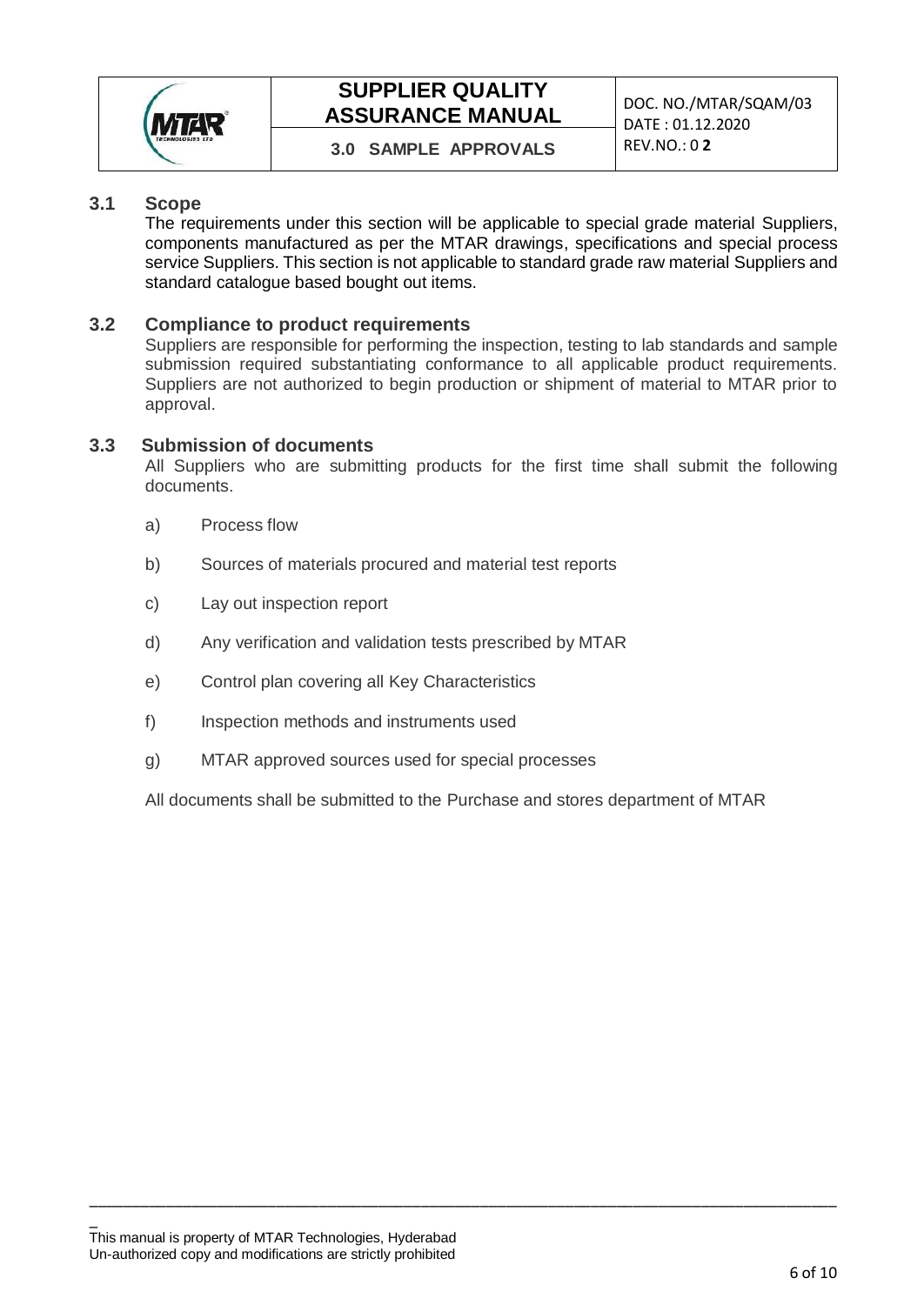### 3.1 Scope

The requirements under this section will be applicable to special grade material Suppliers, components manufactured as per the MTAR drawings, specifications and special process service Suppliers. This section is not applicable to standard grade raw material Suppliers and standard catalogue based bought out items.

### 3.2 Compliance to product requirements

Suppliers are responsible for performing the inspection, testing to lab standards and sample submission required substantiating conformance to all applicable product requirements. Suppliers are not authorized to begin production or shipment of material to MTAR prior to approval.

### 3.3 Submission of documents

All Suppliers who are submitting products for the first time shall submit the following documents.

a) Process flow

b) Sources of materials procured and material test reports

c) Lay out inspection report

d) Any verification and validation tests prescribed by MTAR

e) Control plan covering all Key Characteristics

f) Inspection methods and instruments used

g) MTAR approved sources used for special processes

All documents shall be submitted to the Purchase and stores department of MTAR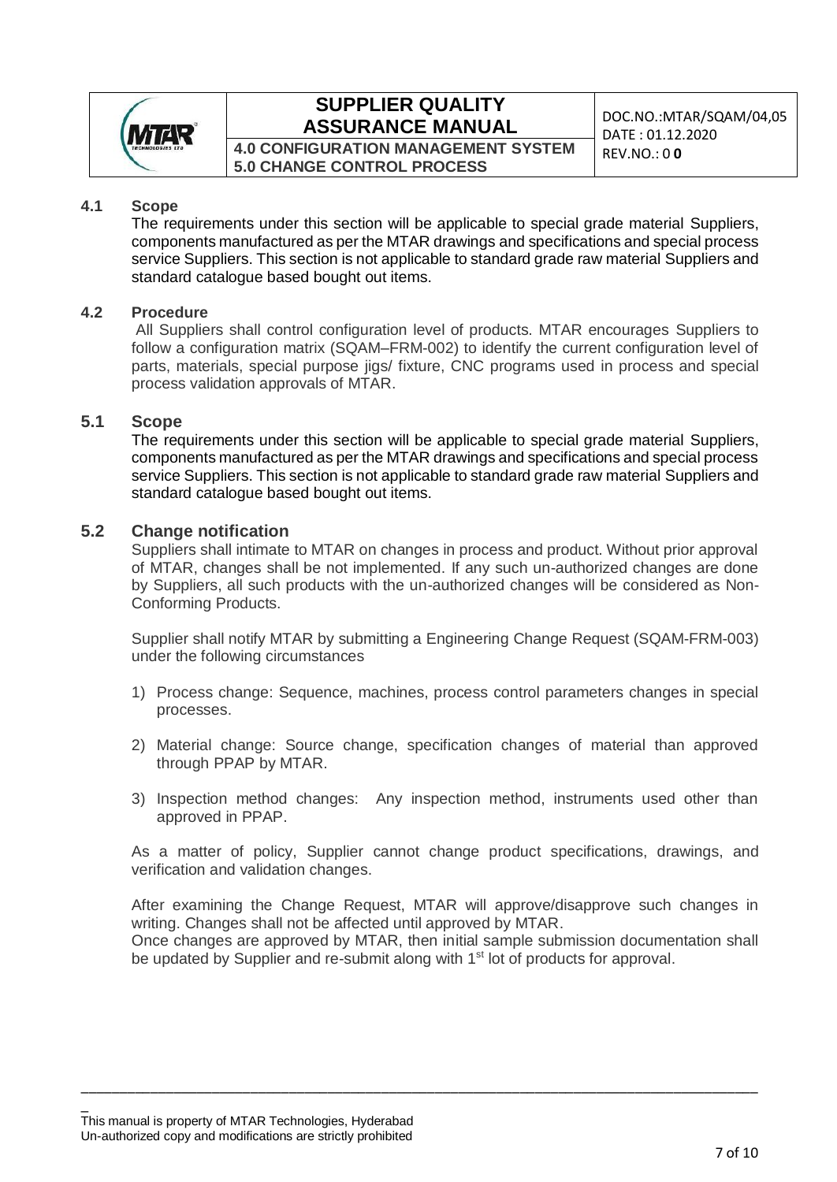## 4.1 Scope

The requirements under this section will be applicable to special grade material Suppliers, components manufactured as per the MTAR drawings and specifications and special process service Suppliers. This section is not applicable to standard grade raw material Suppliers and standard catalogue based bought out items.

## 4.2 Procedure

All Suppliers shall control configuration level of products. MTAR encourages Suppliers to follow a configuration matrix (SQAM–FRM-002) to identify the current configuration level of parts, materials, special purpose jigs/ fixture, CNC programs used in process and special process validation approvals of MTAR.

## 5.1 Scope

The requirements under this section will be applicable to special grade material Suppliers, components manufactured as per the MTAR drawings and specifications and special process service Suppliers. This section is not applicable to standard grade raw material Suppliers and standard catalogue based bought out items.

## 5.2 Change notification

Suppliers shall intimate to MTAR on changes in process and product. Without prior approval of MTAR, changes shall be not implemented. If any such un-authorized changes are done by Suppliers, all such products with the un-authorized changes will be considered as Non-Conforming Products.

Supplier shall notify MTAR by submitting a Engineering Change Request (SQAM-FRM-003) under the following circumstances

1) Process change: Sequence, machines, process control parameters changes in special processes.
2) Material change: Source change, specification changes of material than approved through PPAP by MTAR.
3) Inspection method changes: Any inspection method, instruments used other than approved in PPAP.

As a matter of policy, Supplier cannot change product specifications, drawings, and verification and validation changes.

After examining the Change Request, MTAR will approve/disapprove such changes in writing. Changes shall not be affected until approved by MTAR.
Once changes are approved by MTAR, then initial sample submission documentation shall be updated by Supplier and re-submit along with 1st lot of products for approval.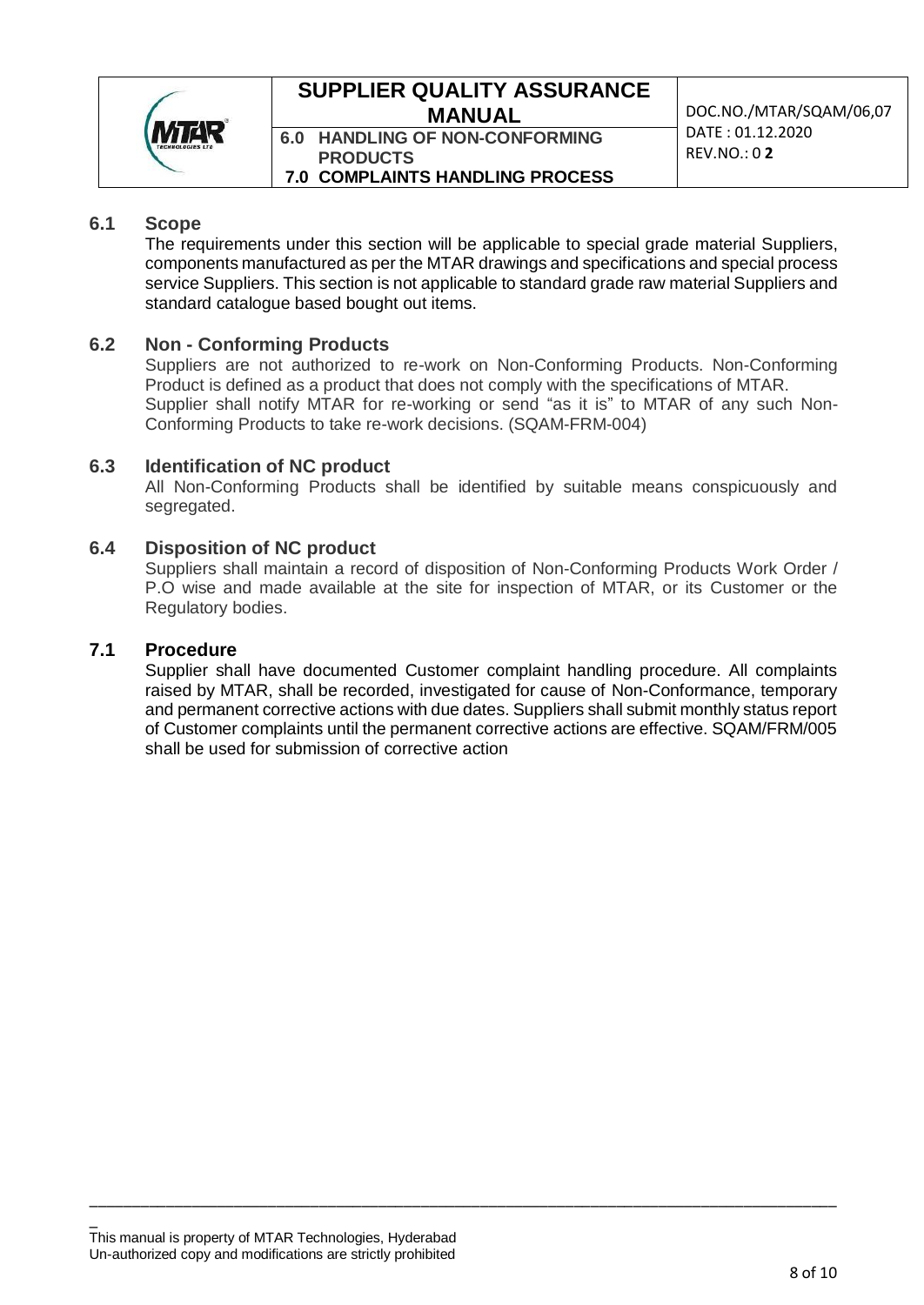### 6.1 Scope

The requirements under this section will be applicable to special grade material Suppliers, components manufactured as per the MTAR drawings and specifications and special process service Suppliers. This section is not applicable to standard grade raw material Suppliers and standard catalogue based bought out items.

### 6.2 Non - Conforming Products

Suppliers are not authorized to re-work on Non-Conforming Products. Non-Conforming Product is defined as a product that does not comply with the specifications of MTAR. Supplier shall notify MTAR for re-working or send "as it is" to MTAR of any such Non-Conforming Products to take re-work decisions. (SQAM-FRM-004)

### 6.3 Identification of NC product

All Non-Conforming Products shall be identified by suitable means conspicuously and segregated.

### 6.4 Disposition of NC product

Suppliers shall maintain a record of disposition of Non-Conforming Products Work Order / P.O wise and made available at the site for inspection of MTAR, or its Customer or the Regulatory bodies.

### 7.1 Procedure

Supplier shall have documented Customer complaint handling procedure. All complaints raised by MTAR, shall be recorded, investigated for cause of Non-Conformance, temporary and permanent corrective actions with due dates. Suppliers shall submit monthly status report of Customer complaints until the permanent corrective actions are effective. SQAM/FRM/005 shall be used for submission of corrective action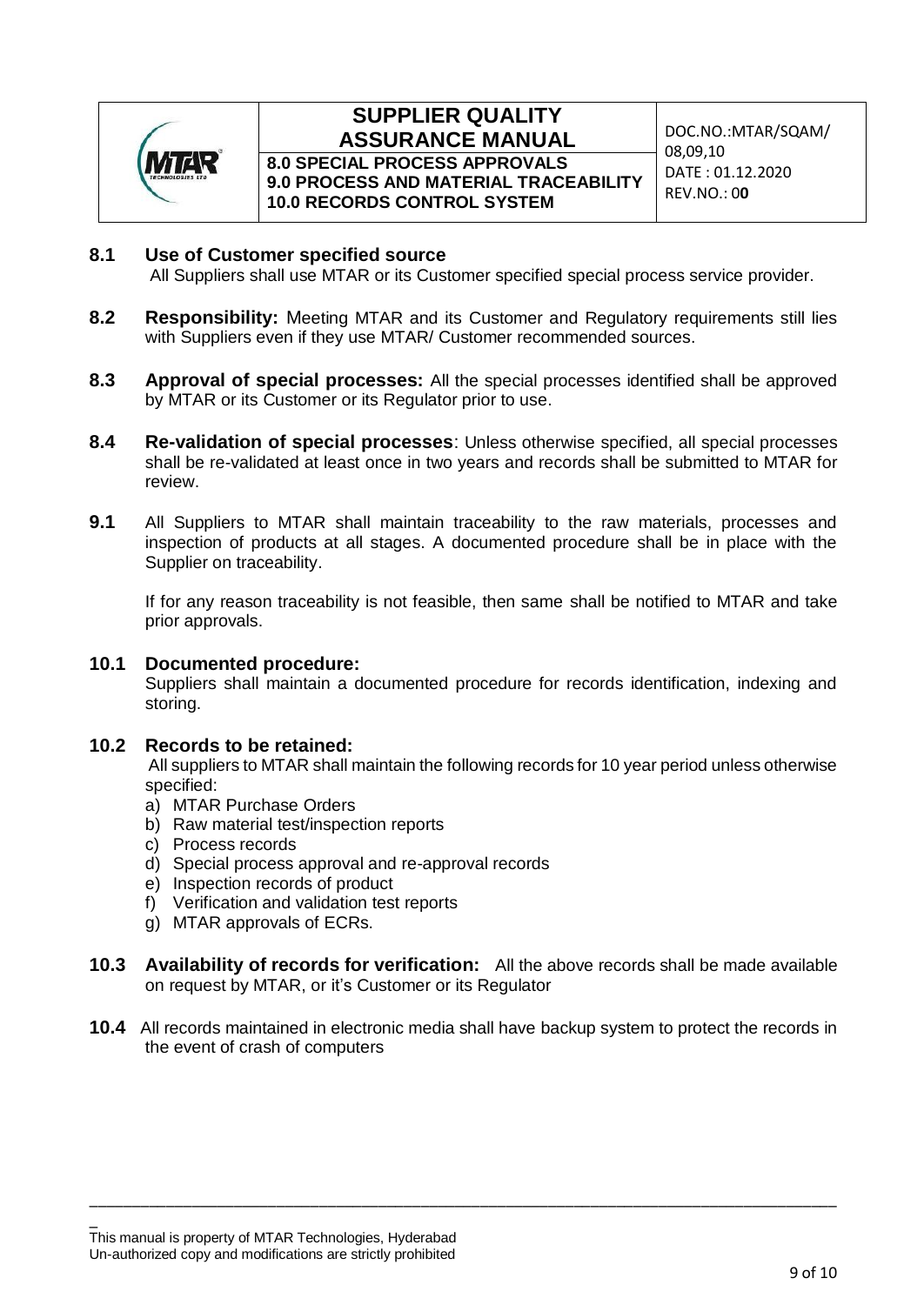**8.1 Use of Customer specified source**

All Suppliers shall use MTAR or its Customer specified special process service provider.

**8.2 Responsibility:** Meeting MTAR and its Customer and Regulatory requirements still lies with Suppliers even if they use MTAR/ Customer recommended sources.

**8.3 Approval of special processes:** All the special processes identified shall be approved by MTAR or its Customer or its Regulator prior to use.

**8.4 Re-validation of special processes**: Unless otherwise specified, all special processes shall be re-validated at least once in two years and records shall be submitted to MTAR for review.

**9.1** All Suppliers to MTAR shall maintain traceability to the raw materials, processes and inspection of products at all stages. A documented procedure shall be in place with the Supplier on traceability.

If for any reason traceability is not feasible, then same shall be notified to MTAR and take prior approvals.

**10.1 Documented procedure:**

Suppliers shall maintain a documented procedure for records identification, indexing and storing.

**10.2 Records to be retained:**

All suppliers to MTAR shall maintain the following records for 10 year period unless otherwise specified:

a) MTAR Purchase Orders
b) Raw material test/inspection reports
c) Process records
d) Special process approval and re-approval records
e) Inspection records of product
f) Verification and validation test reports
g) MTAR approvals of ECRs.

**10.3 Availability of records for verification:** All the above records shall be made available on request by MTAR, or it's Customer or its Regulator

**10.4** All records maintained in electronic media shall have backup system to protect the records in the event of crash of computers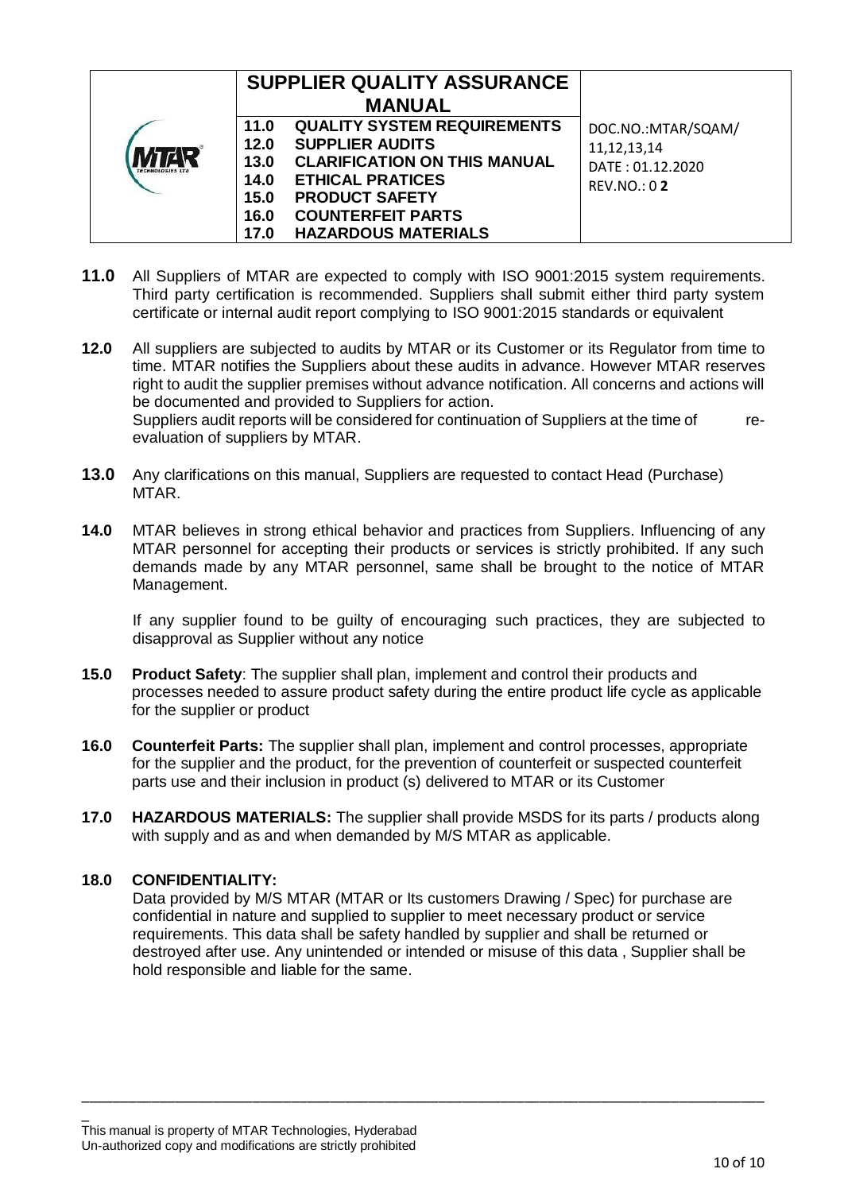**11.0** All Suppliers of MTAR are expected to comply with ISO 9001:2015 system requirements. Third party certification is recommended. Suppliers shall submit either third party system certificate or internal audit report complying to ISO 9001:2015 standards or equivalent

**12.0** All suppliers are subjected to audits by MTAR or its Customer or its Regulator from time to time. MTAR notifies the Suppliers about these audits in advance. However MTAR reserves right to audit the supplier premises without advance notification. All concerns and actions will be documented and provided to Suppliers for action.
Suppliers audit reports will be considered for continuation of Suppliers at the time of re-evaluation of suppliers by MTAR.

**13.0** Any clarifications on this manual, Suppliers are requested to contact Head (Purchase) MTAR.

**14.0** MTAR believes in strong ethical behavior and practices from Suppliers. Influencing of any MTAR personnel for accepting their products or services is strictly prohibited. If any such demands made by any MTAR personnel, same shall be brought to the notice of MTAR Management.

If any supplier found to be guilty of encouraging such practices, they are subjected to disapproval as Supplier without any notice

**15.0** **Product Safety**: The supplier shall plan, implement and control their products and processes needed to assure product safety during the entire product life cycle as applicable for the supplier or product

**16.0** **Counterfeit Parts:** The supplier shall plan, implement and control processes, appropriate for the supplier and the product, for the prevention of counterfeit or suspected counterfeit parts use and their inclusion in product (s) delivered to MTAR or its Customer

**17.0** **HAZARDOUS MATERIALS:** The supplier shall provide MSDS for its parts / products along with supply and as and when demanded by M/S MTAR as applicable.

**18.0** **CONFIDENTIALITY:**

Data provided by M/S MTAR (MTAR or Its customers Drawing / Spec) for purchase are confidential in nature and supplied to supplier to meet necessary product or service requirements. This data shall be safety handled by supplier and shall be returned or destroyed after use. Any unintended or intended or misuse of this data , Supplier shall be hold responsible and liable for the same.